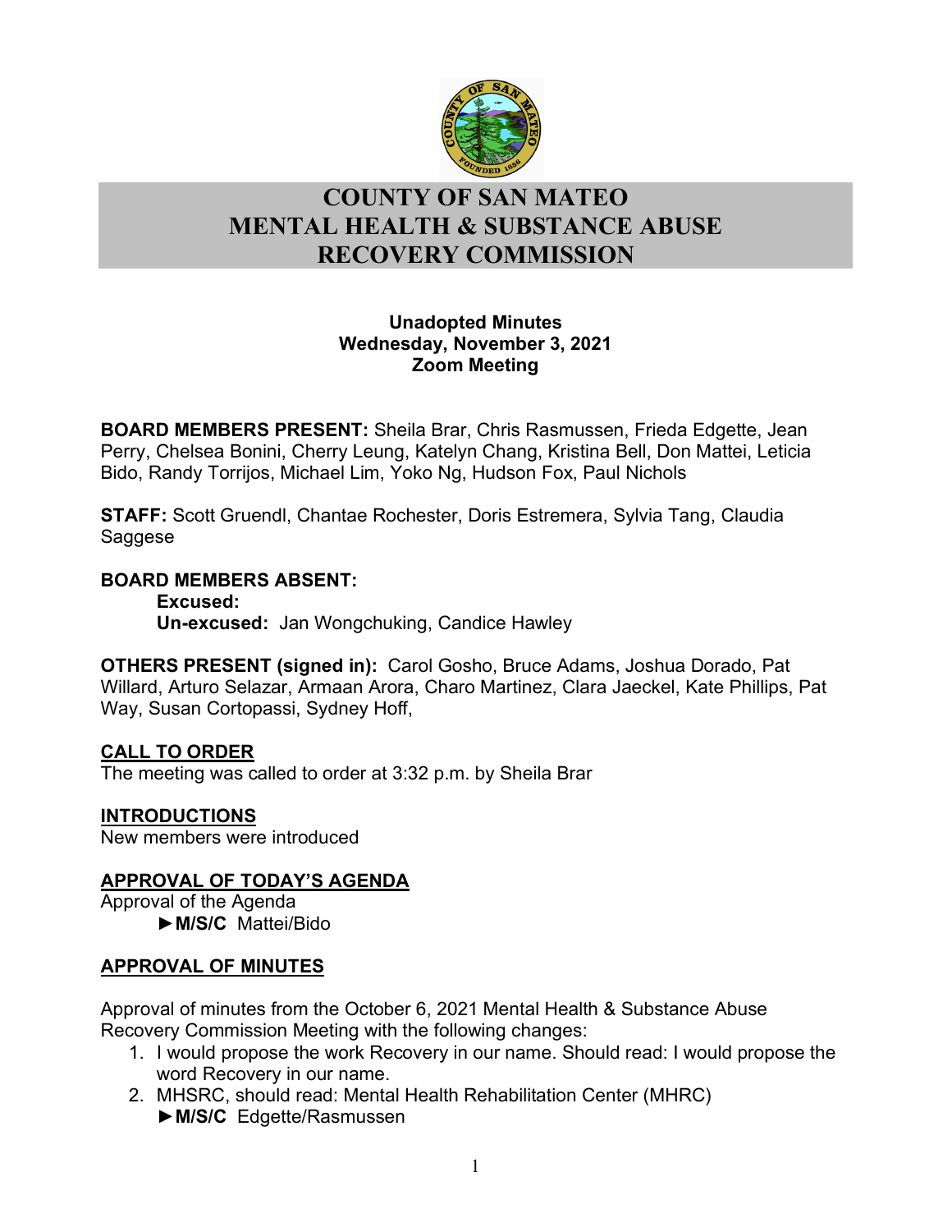# COUNTY OF SAN MATEO
# MENTAL HEALTH & SUBSTANCE ABUSE RECOVERY COMMISSION

**Unadopted Minutes**
**Wednesday, November 3, 2021**
**Zoom Meeting**

**BOARD MEMBERS PRESENT:** Sheila Brar, Chris Rasmussen, Frieda Edgette, Jean Perry, Chelsea Bonini, Cherry Leung, Katelyn Chang, Kristina Bell, Don Mattei, Leticia Bido, Randy Torrijos, Michael Lim, Yoko Ng, Hudson Fox, Paul Nichols

**STAFF:** Scott Gruendl, Chantae Rochester, Doris Estremera, Sylvia Tang, Claudia Saggese

**BOARD MEMBERS ABSENT:**
**Excused:**
**Un-excused:** Jan Wongchuking, Candice Hawley

**OTHERS PRESENT (signed in):** Carol Gosho, Bruce Adams, Joshua Dorado, Pat Willard, Arturo Selazar, Armaan Arora, Charo Martinez, Clara Jaeckel, Kate Phillips, Pat Way, Susan Cortopassi, Sydney Hoff,

## CALL TO ORDER

The meeting was called to order at 3:32 p.m. by Sheila Brar

## INTRODUCTIONS

New members were introduced

## APPROVAL OF TODAY'S AGENDA

Approval of the Agenda
►**M/S/C** Mattei/Bido

## APPROVAL OF MINUTES

Approval of minutes from the October 6, 2021 Mental Health & Substance Abuse Recovery Commission Meeting with the following changes:

1. I would propose the work Recovery in our name. Should read: I would propose the word Recovery in our name.
2. MHSRC, should read: Mental Health Rehabilitation Center (MHRC)
   ►**M/S/C** Edgette/Rasmussen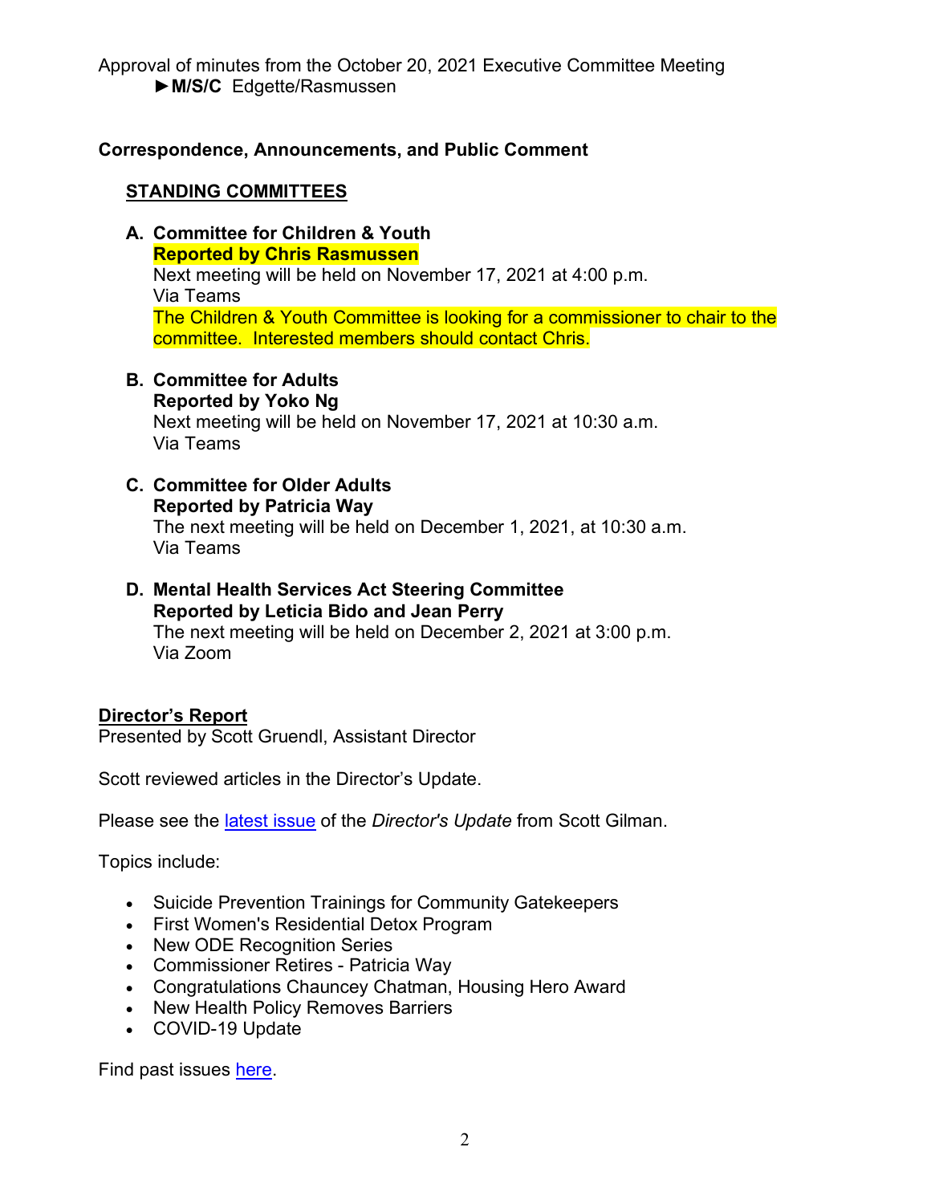Approval of minutes from the October 20, 2021 Executive Committee Meeting

► **M/S/C** Edgette/Rasmussen

**Correspondence, Announcements, and Public Comment**

**STANDING COMMITTEES**

**A. Committee for Children & Youth**
**Reported by Chris Rasmussen**
Next meeting will be held on November 17, 2021 at 4:00 p.m.
Via Teams
The Children & Youth Committee is looking for a commissioner to chair to the committee. Interested members should contact Chris.

**B. Committee for Adults**
**Reported by Yoko Ng**
Next meeting will be held on November 17, 2021 at 10:30 a.m.
Via Teams

**C. Committee for Older Adults**
**Reported by Patricia Way**
The next meeting will be held on December 1, 2021, at 10:30 a.m.
Via Teams

**D. Mental Health Services Act Steering Committee**
**Reported by Leticia Bido and Jean Perry**
The next meeting will be held on December 2, 2021 at 3:00 p.m.
Via Zoom

**Director's Report**

Presented by Scott Gruendl, Assistant Director

Scott reviewed articles in the Director's Update.

Please see the latest issue of the *Director's Update* from Scott Gilman.

Topics include:

- Suicide Prevention Trainings for Community Gatekeepers
- First Women's Residential Detox Program
- New ODE Recognition Series
- Commissioner Retires - Patricia Way
- Congratulations Chauncey Chatman, Housing Hero Award
- New Health Policy Removes Barriers
- COVID-19 Update

Find past issues here.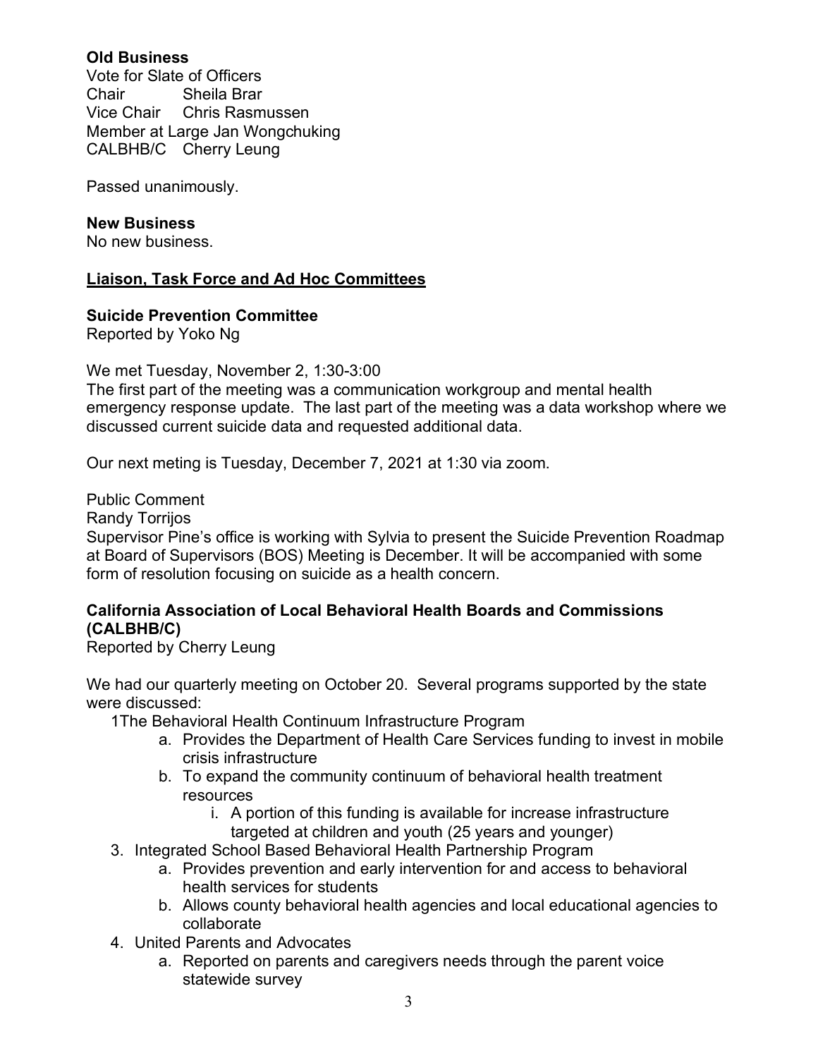**Old Business**

Vote for Slate of Officers

Chair Sheila Brar
Vice Chair Chris Rasmussen
Member at Large Jan Wongchuking
CALBHB/C Cherry Leung

Passed unanimously.

**New Business**

No new business.

## Liaison, Task Force and Ad Hoc Committees

**Suicide Prevention Committee**

Reported by Yoko Ng

We met Tuesday, November 2, 1:30-3:00

The first part of the meeting was a communication workgroup and mental health emergency response update. The last part of the meeting was a data workshop where we discussed current suicide data and requested additional data.

Our next meting is Tuesday, December 7, 2021 at 1:30 via zoom.

Public Comment

Randy Torrijos

Supervisor Pine's office is working with Sylvia to present the Suicide Prevention Roadmap at Board of Supervisors (BOS) Meeting is December. It will be accompanied with some form of resolution focusing on suicide as a health concern.

**California Association of Local Behavioral Health Boards and Commissions (CALBHB/C)**

Reported by Cherry Leung

We had our quarterly meeting on October 20. Several programs supported by the state were discussed:

1The Behavioral Health Continuum Infrastructure Program
   a. Provides the Department of Health Care Services funding to invest in mobile crisis infrastructure
   b. To expand the community continuum of behavioral health treatment resources
      i. A portion of this funding is available for increase infrastructure targeted at children and youth (25 years and younger)

3. Integrated School Based Behavioral Health Partnership Program
   a. Provides prevention and early intervention for and access to behavioral health services for students
   b. Allows county behavioral health agencies and local educational agencies to collaborate
4. United Parents and Advocates
   a. Reported on parents and caregivers needs through the parent voice statewide survey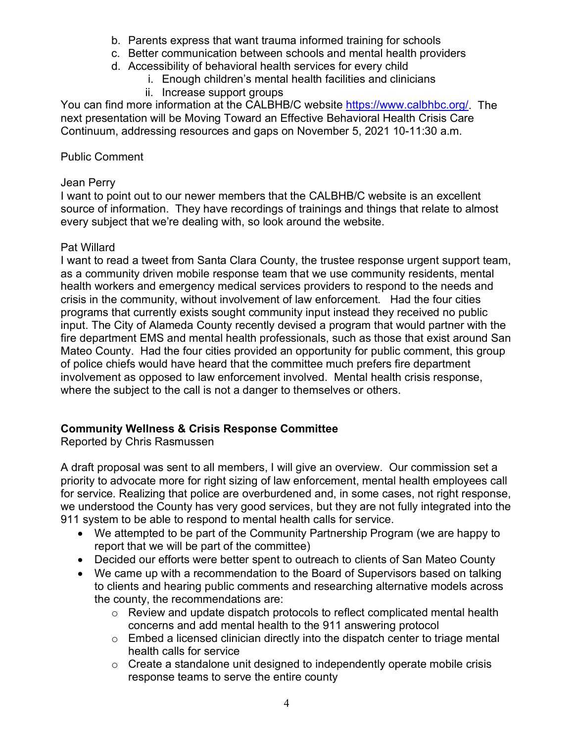b. Parents express that want trauma informed training for schools
c. Better communication between schools and mental health providers
d. Accessibility of behavioral health services for every child
    i. Enough children's mental health facilities and clinicians
    ii. Increase support groups

You can find more information at the CALBHB/C website https://www.calbhbc.org/. The next presentation will be Moving Toward an Effective Behavioral Health Crisis Care Continuum, addressing resources and gaps on November 5, 2021 10-11:30 a.m.

Public Comment

Jean Perry
I want to point out to our newer members that the CALBHB/C website is an excellent source of information. They have recordings of trainings and things that relate to almost every subject that we're dealing with, so look around the website.

Pat Willard
I want to read a tweet from Santa Clara County, the trustee response urgent support team, as a community driven mobile response team that we use community residents, mental health workers and emergency medical services providers to respond to the needs and crisis in the community, without involvement of law enforcement. Had the four cities programs that currently exists sought community input instead they received no public input. The City of Alameda County recently devised a program that would partner with the fire department EMS and mental health professionals, such as those that exist around San Mateo County. Had the four cities provided an opportunity for public comment, this group of police chiefs would have heard that the committee much prefers fire department involvement as opposed to law enforcement involved. Mental health crisis response, where the subject to the call is not a danger to themselves or others.

**Community Wellness & Crisis Response Committee**
Reported by Chris Rasmussen

A draft proposal was sent to all members, I will give an overview. Our commission set a priority to advocate more for right sizing of law enforcement, mental health employees call for service. Realizing that police are overburdened and, in some cases, not right response, we understood the County has very good services, but they are not fully integrated into the 911 system to be able to respond to mental health calls for service.

- We attempted to be part of the Community Partnership Program (we are happy to report that we will be part of the committee)
- Decided our efforts were better spent to outreach to clients of San Mateo County
- We came up with a recommendation to the Board of Supervisors based on talking to clients and hearing public comments and researching alternative models across the county, the recommendations are:
    - Review and update dispatch protocols to reflect complicated mental health concerns and add mental health to the 911 answering protocol
    - Embed a licensed clinician directly into the dispatch center to triage mental health calls for service
    - Create a standalone unit designed to independently operate mobile crisis response teams to serve the entire county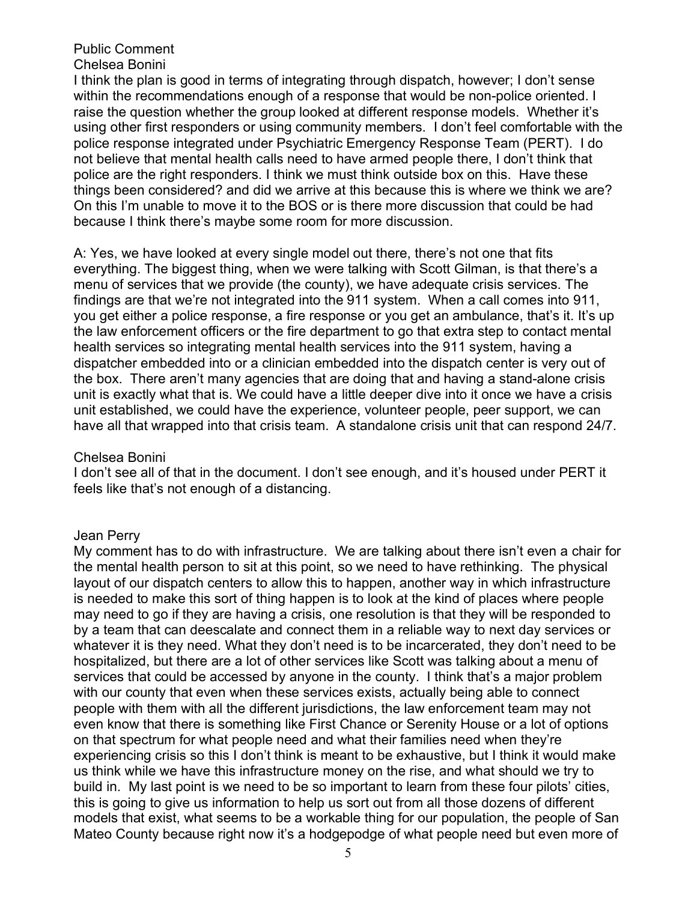Public Comment
Chelsea Bonini
I think the plan is good in terms of integrating through dispatch, however; I don't sense within the recommendations enough of a response that would be non-police oriented. I raise the question whether the group looked at different response models. Whether it's using other first responders or using community members. I don't feel comfortable with the police response integrated under Psychiatric Emergency Response Team (PERT). I do not believe that mental health calls need to have armed people there, I don't think that police are the right responders. I think we must think outside box on this. Have these things been considered? and did we arrive at this because this is where we think we are? On this I'm unable to move it to the BOS or is there more discussion that could be had because I think there's maybe some room for more discussion.

A: Yes, we have looked at every single model out there, there's not one that fits everything. The biggest thing, when we were talking with Scott Gilman, is that there's a menu of services that we provide (the county), we have adequate crisis services. The findings are that we're not integrated into the 911 system. When a call comes into 911, you get either a police response, a fire response or you get an ambulance, that's it. It's up the law enforcement officers or the fire department to go that extra step to contact mental health services so integrating mental health services into the 911 system, having a dispatcher embedded into or a clinician embedded into the dispatch center is very out of the box. There aren't many agencies that are doing that and having a stand-alone crisis unit is exactly what that is. We could have a little deeper dive into it once we have a crisis unit established, we could have the experience, volunteer people, peer support, we can have all that wrapped into that crisis team. A standalone crisis unit that can respond 24/7.

Chelsea Bonini
I don't see all of that in the document. I don't see enough, and it's housed under PERT it feels like that's not enough of a distancing.

Jean Perry
My comment has to do with infrastructure. We are talking about there isn't even a chair for the mental health person to sit at this point, so we need to have rethinking. The physical layout of our dispatch centers to allow this to happen, another way in which infrastructure is needed to make this sort of thing happen is to look at the kind of places where people may need to go if they are having a crisis, one resolution is that they will be responded to by a team that can deescalate and connect them in a reliable way to next day services or whatever it is they need. What they don't need is to be incarcerated, they don't need to be hospitalized, but there are a lot of other services like Scott was talking about a menu of services that could be accessed by anyone in the county. I think that's a major problem with our county that even when these services exists, actually being able to connect people with them with all the different jurisdictions, the law enforcement team may not even know that there is something like First Chance or Serenity House or a lot of options on that spectrum for what people need and what their families need when they're experiencing crisis so this I don't think is meant to be exhaustive, but I think it would make us think while we have this infrastructure money on the rise, and what should we try to build in. My last point is we need to be so important to learn from these four pilots' cities, this is going to give us information to help us sort out from all those dozens of different models that exist, what seems to be a workable thing for our population, the people of San Mateo County because right now it's a hodgepodge of what people need but even more of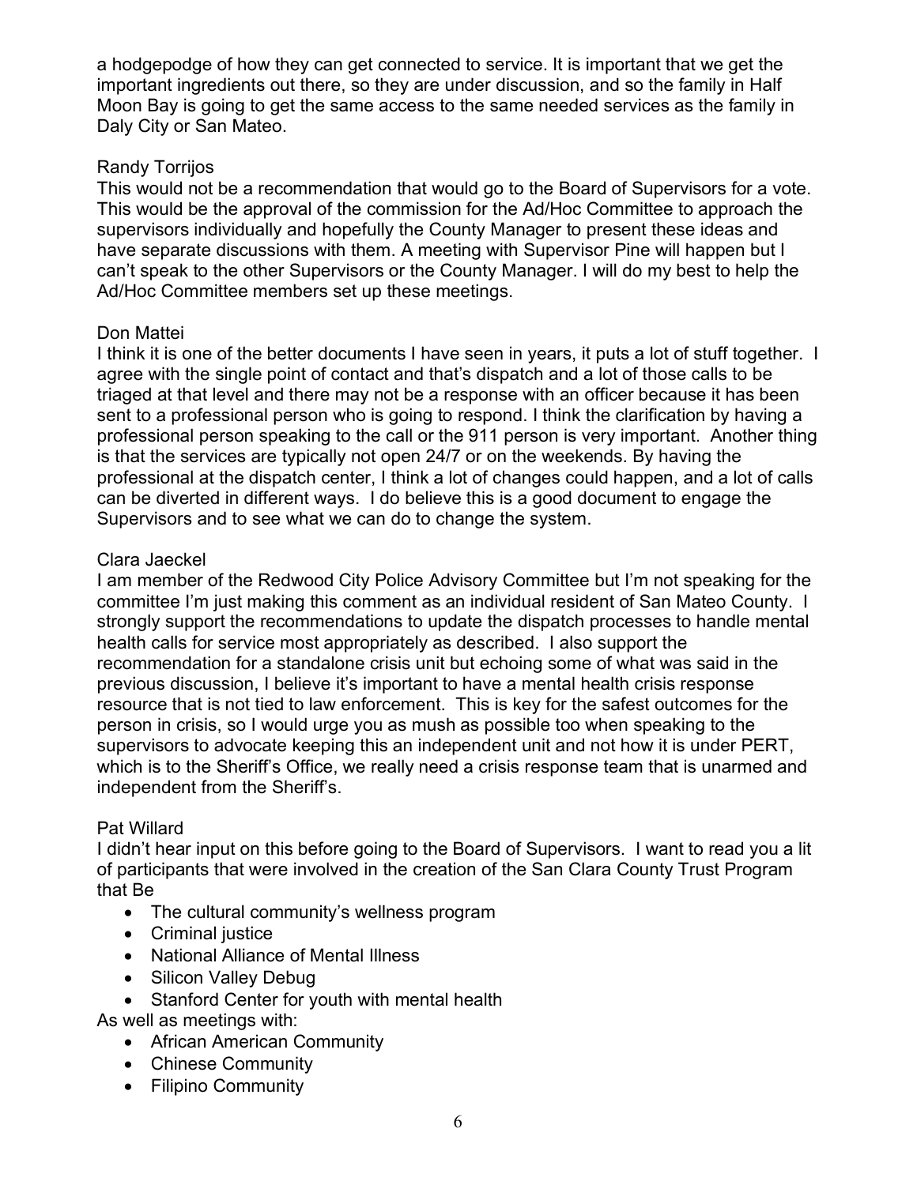a hodgepodge of how they can get connected to service. It is important that we get the important ingredients out there, so they are under discussion, and so the family in Half Moon Bay is going to get the same access to the same needed services as the family in Daly City or San Mateo.

Randy Torrijos
This would not be a recommendation that would go to the Board of Supervisors for a vote. This would be the approval of the commission for the Ad/Hoc Committee to approach the supervisors individually and hopefully the County Manager to present these ideas and have separate discussions with them. A meeting with Supervisor Pine will happen but I can't speak to the other Supervisors or the County Manager. I will do my best to help the Ad/Hoc Committee members set up these meetings.

Don Mattei
I think it is one of the better documents I have seen in years, it puts a lot of stuff together. I agree with the single point of contact and that's dispatch and a lot of those calls to be triaged at that level and there may not be a response with an officer because it has been sent to a professional person who is going to respond. I think the clarification by having a professional person speaking to the call or the 911 person is very important. Another thing is that the services are typically not open 24/7 or on the weekends. By having the professional at the dispatch center, I think a lot of changes could happen, and a lot of calls can be diverted in different ways. I do believe this is a good document to engage the Supervisors and to see what we can do to change the system.

Clara Jaeckel
I am member of the Redwood City Police Advisory Committee but I'm not speaking for the committee I'm just making this comment as an individual resident of San Mateo County. I strongly support the recommendations to update the dispatch processes to handle mental health calls for service most appropriately as described. I also support the recommendation for a standalone crisis unit but echoing some of what was said in the previous discussion, I believe it's important to have a mental health crisis response resource that is not tied to law enforcement. This is key for the safest outcomes for the person in crisis, so I would urge you as mush as possible too when speaking to the supervisors to advocate keeping this an independent unit and not how it is under PERT, which is to the Sheriff's Office, we really need a crisis response team that is unarmed and independent from the Sheriff's.

Pat Willard
I didn't hear input on this before going to the Board of Supervisors. I want to read you a lit of participants that were involved in the creation of the San Clara County Trust Program that Be

- The cultural community's wellness program
- Criminal justice
- National Alliance of Mental Illness
- Silicon Valley Debug
- Stanford Center for youth with mental health

As well as meetings with:

- African American Community
- Chinese Community
- Filipino Community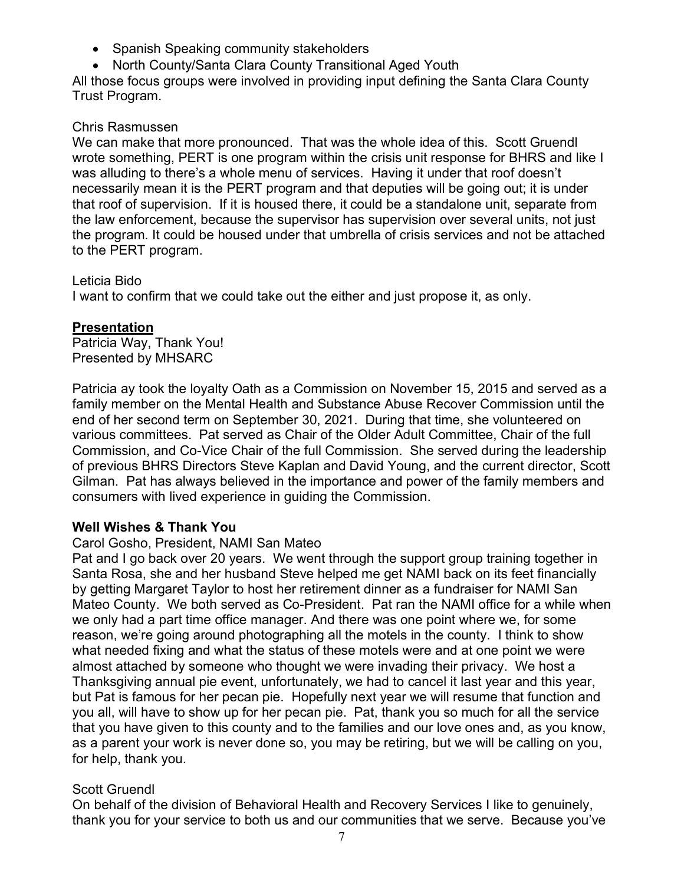- Spanish Speaking community stakeholders
- North County/Santa Clara County Transitional Aged Youth

All those focus groups were involved in providing input defining the Santa Clara County Trust Program.

Chris Rasmussen
We can make that more pronounced. That was the whole idea of this. Scott Gruendl wrote something, PERT is one program within the crisis unit response for BHRS and like I was alluding to there's a whole menu of services. Having it under that roof doesn't necessarily mean it is the PERT program and that deputies will be going out; it is under that roof of supervision. If it is housed there, it could be a standalone unit, separate from the law enforcement, because the supervisor has supervision over several units, not just the program. It could be housed under that umbrella of crisis services and not be attached to the PERT program.

Leticia Bido
I want to confirm that we could take out the either and just propose it, as only.

**<u>Presentation</u>**
Patricia Way, Thank You!
Presented by MHSARC

Patricia ay took the loyalty Oath as a Commission on November 15, 2015 and served as a family member on the Mental Health and Substance Abuse Recover Commission until the end of her second term on September 30, 2021. During that time, she volunteered on various committees. Pat served as Chair of the Older Adult Committee, Chair of the full Commission, and Co-Vice Chair of the full Commission. She served during the leadership of previous BHRS Directors Steve Kaplan and David Young, and the current director, Scott Gilman. Pat has always believed in the importance and power of the family members and consumers with lived experience in guiding the Commission.

**Well Wishes & Thank You**
Carol Gosho, President, NAMI San Mateo
Pat and I go back over 20 years. We went through the support group training together in Santa Rosa, she and her husband Steve helped me get NAMI back on its feet financially by getting Margaret Taylor to host her retirement dinner as a fundraiser for NAMI San Mateo County. We both served as Co-President. Pat ran the NAMI office for a while when we only had a part time office manager. And there was one point where we, for some reason, we're going around photographing all the motels in the county. I think to show what needed fixing and what the status of these motels were and at one point we were almost attached by someone who thought we were invading their privacy. We host a Thanksgiving annual pie event, unfortunately, we had to cancel it last year and this year, but Pat is famous for her pecan pie. Hopefully next year we will resume that function and you all, will have to show up for her pecan pie. Pat, thank you so much for all the service that you have given to this county and to the families and our love ones and, as you know, as a parent your work is never done so, you may be retiring, but we will be calling on you, for help, thank you.

Scott Gruendl
On behalf of the division of Behavioral Health and Recovery Services I like to genuinely, thank you for your service to both us and our communities that we serve. Because you've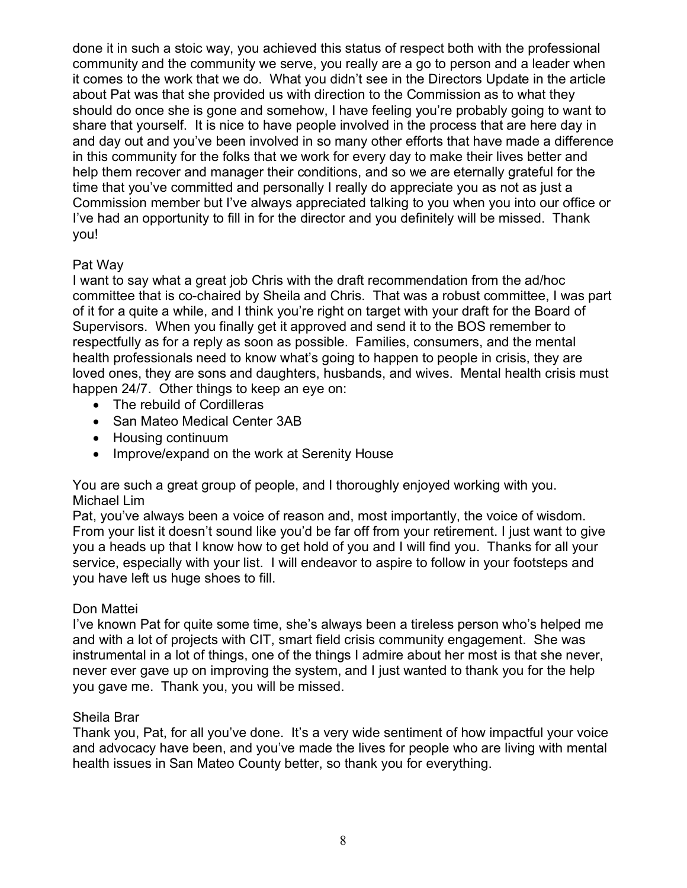done it in such a stoic way, you achieved this status of respect both with the professional community and the community we serve, you really are a go to person and a leader when it comes to the work that we do. What you didn't see in the Directors Update in the article about Pat was that she provided us with direction to the Commission as to what they should do once she is gone and somehow, I have feeling you're probably going to want to share that yourself. It is nice to have people involved in the process that are here day in and day out and you've been involved in so many other efforts that have made a difference in this community for the folks that we work for every day to make their lives better and help them recover and manager their conditions, and so we are eternally grateful for the time that you've committed and personally I really do appreciate you as not as just a Commission member but I've always appreciated talking to you when you into our office or I've had an opportunity to fill in for the director and you definitely will be missed. Thank you!

Pat Way
I want to say what a great job Chris with the draft recommendation from the ad/hoc committee that is co-chaired by Sheila and Chris. That was a robust committee, I was part of it for a quite a while, and I think you're right on target with your draft for the Board of Supervisors. When you finally get it approved and send it to the BOS remember to respectfully as for a reply as soon as possible. Families, consumers, and the mental health professionals need to know what's going to happen to people in crisis, they are loved ones, they are sons and daughters, husbands, and wives. Mental health crisis must happen 24/7. Other things to keep an eye on:

- The rebuild of Cordilleras
- San Mateo Medical Center 3AB
- Housing continuum
- Improve/expand on the work at Serenity House

You are such a great group of people, and I thoroughly enjoyed working with you.

Michael Lim
Pat, you've always been a voice of reason and, most importantly, the voice of wisdom. From your list it doesn't sound like you'd be far off from your retirement. I just want to give you a heads up that I know how to get hold of you and I will find you. Thanks for all your service, especially with your list. I will endeavor to aspire to follow in your footsteps and you have left us huge shoes to fill.

Don Mattei
I've known Pat for quite some time, she's always been a tireless person who's helped me and with a lot of projects with CIT, smart field crisis community engagement. She was instrumental in a lot of things, one of the things I admire about her most is that she never, never ever gave up on improving the system, and I just wanted to thank you for the help you gave me. Thank you, you will be missed.

Sheila Brar
Thank you, Pat, for all you've done. It's a very wide sentiment of how impactful your voice and advocacy have been, and you've made the lives for people who are living with mental health issues in San Mateo County better, so thank you for everything.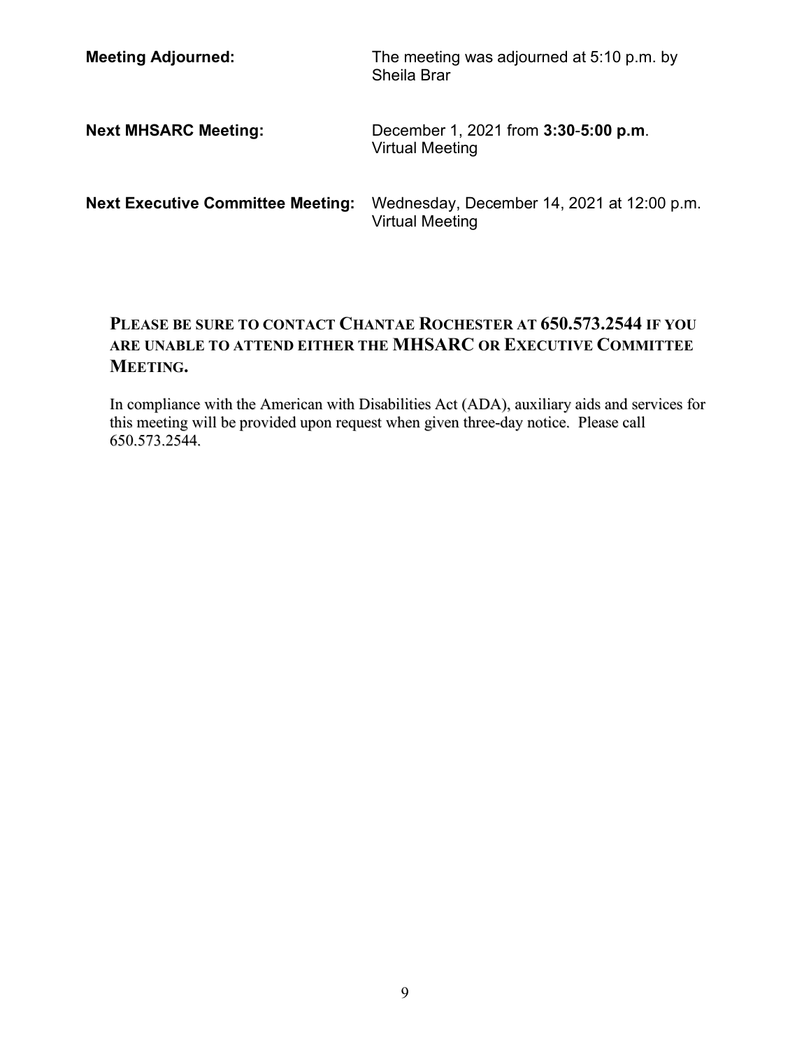| | |
|---|---|
| **Meeting Adjourned:** | The meeting was adjourned at 5:10 p.m. by Sheila Brar |
| **Next MHSARC Meeting:** | December 1, 2021 from **3:30-5:00 p.m**. Virtual Meeting |
| **Next Executive Committee Meeting:** | Wednesday, December 14, 2021 at 12:00 p.m. Virtual Meeting |

**PLEASE BE SURE TO CONTACT CHANTAE ROCHESTER AT 650.573.2544 IF YOU ARE UNABLE TO ATTEND EITHER THE MHSARC OR EXECUTIVE COMMITTEE MEETING.**

In compliance with the American with Disabilities Act (ADA), auxiliary aids and services for this meeting will be provided upon request when given three-day notice. Please call 650.573.2544.